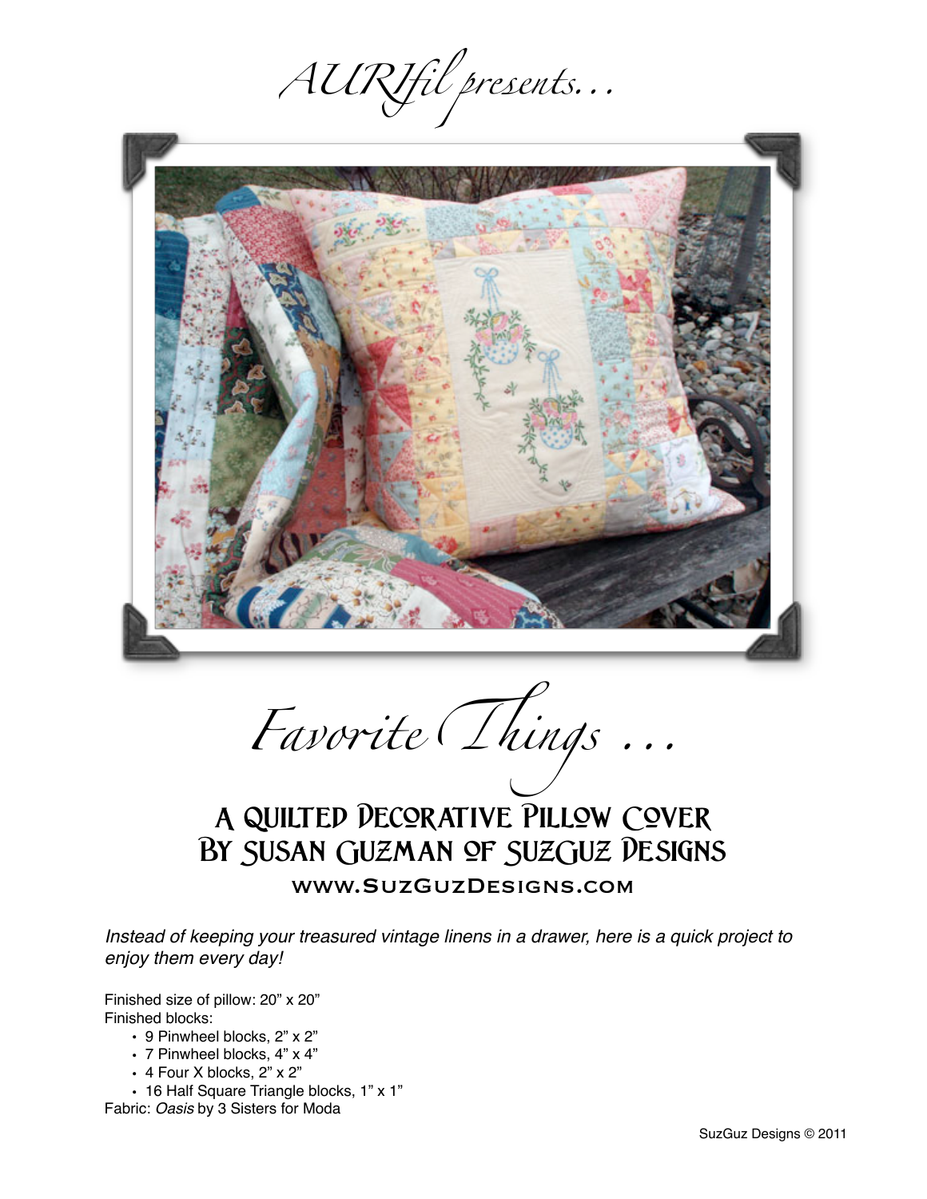*AURIfil presents...*

# *Favorite Things ...*

## A Quilted Decorative Pillow Cover
## By Susan Guzman of SuzGuz Designs

**www.SuzGuzDesigns.com**

*Instead of keeping your treasured vintage linens in a drawer, here is a quick project to enjoy them every day!*

Finished size of pillow: 20" x 20"
Finished blocks:

- 9 Pinwheel blocks, 2" x 2"
- 7 Pinwheel blocks, 4" x 4"
- 4 Four X blocks, 2" x 2"
- 16 Half Square Triangle blocks, 1" x 1"

Fabric: *Oasis* by 3 Sisters for Moda

SuzGuz Designs © 2011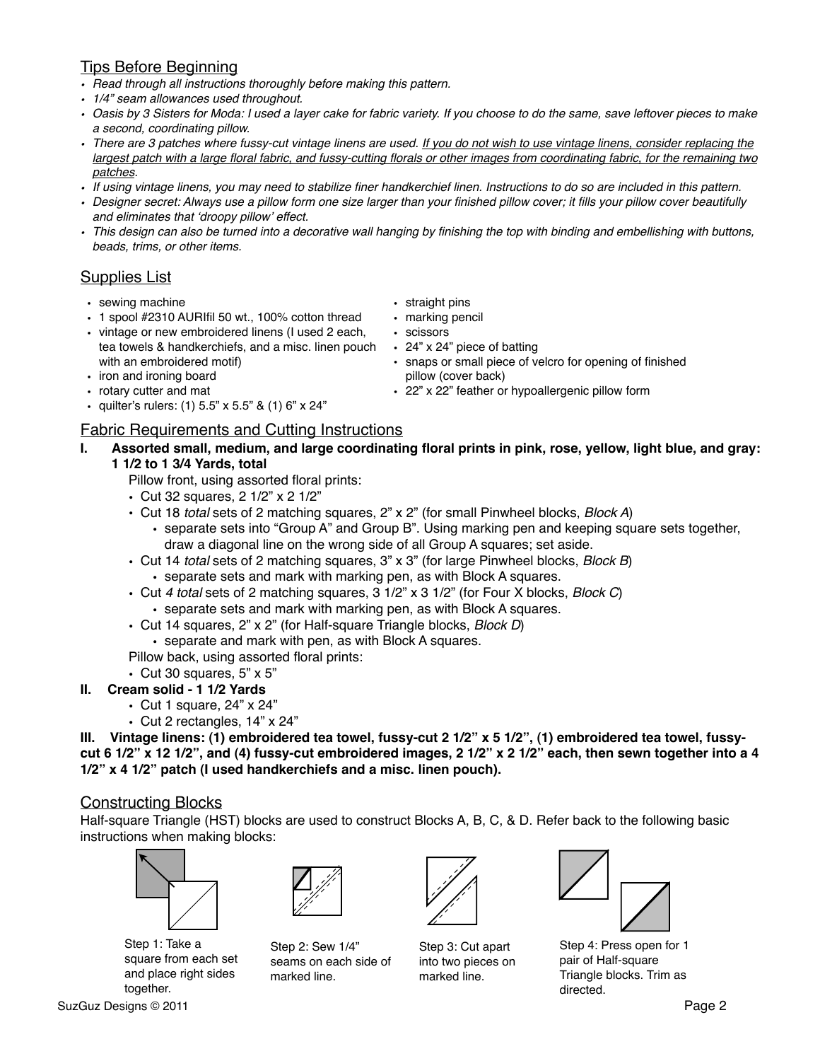## Tips Before Beginning

- *Read through all instructions thoroughly before making this pattern.*
- *1/4" seam allowances used throughout.*
- *Oasis by 3 Sisters for Moda: I used a layer cake for fabric variety. If you choose to do the same, save leftover pieces to make a second, coordinating pillow.*
- *There are 3 patches where fussy-cut vintage linens are used. <u>If you do not wish to use vintage linens, consider replacing the largest patch with a large floral fabric, and fussy-cutting florals or other images from coordinating fabric, for the remaining two patches</u>.*
- *If using vintage linens, you may need to stabilize finer handkerchief linen. Instructions to do so are included in this pattern.*
- *Designer secret: Always use a pillow form one size larger than your finished pillow cover; it fills your pillow cover beautifully and eliminates that 'droopy pillow' effect.*
- *This design can also be turned into a decorative wall hanging by finishing the top with binding and embellishing with buttons, beads, trims, or other items.*

## Supplies List

- sewing machine
- 1 spool #2310 AURIfil 50 wt., 100% cotton thread
- vintage or new embroidered linens (I used 2 each, tea towels & handkerchiefs, and a misc. linen pouch with an embroidered motif)
- iron and ironing board
- rotary cutter and mat
- quilter's rulers: (1) 5.5" x 5.5" & (1) 6" x 24"
- straight pins
- marking pencil
- scissors
- 24" x 24" piece of batting
- snaps or small piece of velcro for opening of finished pillow (cover back)
- 22" x 22" feather or hypoallergenic pillow form

## Fabric Requirements and Cutting Instructions

**I. Assorted small, medium, and large coordinating floral prints in pink, rose, yellow, light blue, and gray: 1 1/2 to 1 3/4 Yards, total**

Pillow front, using assorted floral prints:

- Cut 32 squares, 2 1/2" x 2 1/2"
- Cut 18 *total* sets of 2 matching squares, 2" x 2" (for small Pinwheel blocks, *Block A*)
  - separate sets into "Group A" and Group B". Using marking pen and keeping square sets together, draw a diagonal line on the wrong side of all Group A squares; set aside.
- Cut 14 *total* sets of 2 matching squares, 3" x 3" (for large Pinwheel blocks, *Block B*)
  - separate sets and mark with marking pen, as with Block A squares.
- Cut *4 total* sets of 2 matching squares, 3 1/2" x 3 1/2" (for Four X blocks, *Block C*)
  - separate sets and mark with marking pen, as with Block A squares.
- Cut 14 squares, 2" x 2" (for Half-square Triangle blocks, *Block D*)
  - separate and mark with pen, as with Block A squares.

Pillow back, using assorted floral prints:

- Cut 30 squares, 5" x 5"

**II. Cream solid - 1 1/2 Yards**

- Cut 1 square, 24" x 24"
- Cut 2 rectangles, 14" x 24"

**III. Vintage linens: (1) embroidered tea towel, fussy-cut 2 1/2" x 5 1/2", (1) embroidered tea towel, fussy-cut 6 1/2" x 12 1/2", and (4) fussy-cut embroidered images, 2 1/2" x 2 1/2" each, then sewn together into a 4 1/2" x 4 1/2" patch (I used handkerchiefs and a misc. linen pouch).**

## Constructing Blocks

Half-square Triangle (HST) blocks are used to construct Blocks A, B, C, & D. Refer back to the following basic instructions when making blocks:

Step 1: Take a square from each set and place right sides together.

Step 2: Sew 1/4" seams on each side of marked line.

Step 3: Cut apart into two pieces on marked line.

Step 4: Press open for 1 pair of Half-square Triangle blocks. Trim as directed.

SuzGuz Designs © 2011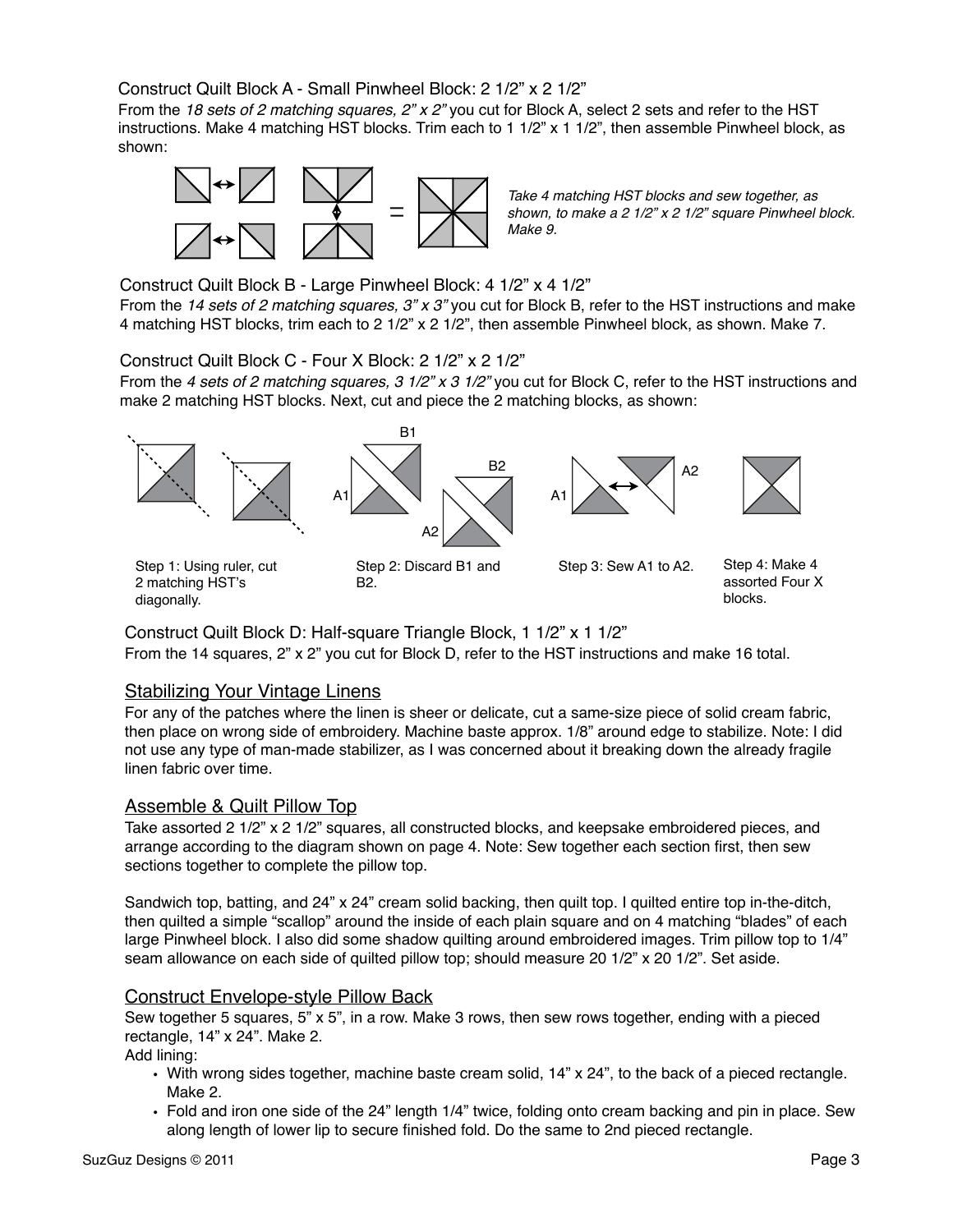## Construct Quilt Block A - Small Pinwheel Block: 2 1/2" x 2 1/2"

From the *18 sets of 2 matching squares, 2" x 2"* you cut for Block A, select 2 sets and refer to the HST instructions. Make 4 matching HST blocks. Trim each to 1 1/2" x 1 1/2", then assemble Pinwheel block, as shown:

*Take 4 matching HST blocks and sew together, as shown, to make a 2 1/2" x 2 1/2" square Pinwheel block. Make 9.*

## Construct Quilt Block B - Large Pinwheel Block: 4 1/2" x 4 1/2"

From the *14 sets of 2 matching squares, 3" x 3"* you cut for Block B, refer to the HST instructions and make 4 matching HST blocks, trim each to 2 1/2" x 2 1/2", then assemble Pinwheel block, as shown. Make 7.

## Construct Quilt Block C - Four X Block: 2 1/2" x 2 1/2"

From the *4 sets of 2 matching squares, 3 1/2" x 3 1/2"* you cut for Block C, refer to the HST instructions and make 2 matching HST blocks. Next, cut and piece the 2 matching blocks, as shown:

Step 1: Using ruler, cut 2 matching HST's diagonally.

Step 2: Discard B1 and B2.

Step 3: Sew A1 to A2.

Step 4: Make 4 assorted Four X blocks.

## Construct Quilt Block D: Half-square Triangle Block, 1 1/2" x 1 1/2"

From the 14 squares, 2" x 2" you cut for Block D, refer to the HST instructions and make 16 total.

## Stabilizing Your Vintage Linens

For any of the patches where the linen is sheer or delicate, cut a same-size piece of solid cream fabric, then place on wrong side of embroidery. Machine baste approx. 1/8" around edge to stabilize. Note: I did not use any type of man-made stabilizer, as I was concerned about it breaking down the already fragile linen fabric over time.

## Assemble & Quilt Pillow Top

Take assorted 2 1/2" x 2 1/2" squares, all constructed blocks, and keepsake embroidered pieces, and arrange according to the diagram shown on page 4. Note: Sew together each section first, then sew sections together to complete the pillow top.

Sandwich top, batting, and 24" x 24" cream solid backing, then quilt top. I quilted entire top in-the-ditch, then quilted a simple "scallop" around the inside of each plain square and on 4 matching "blades" of each large Pinwheel block. I also did some shadow quilting around embroidered images. Trim pillow top to 1/4" seam allowance on each side of quilted pillow top; should measure 20 1/2" x 20 1/2". Set aside.

## Construct Envelope-style Pillow Back

Sew together 5 squares, 5" x 5", in a row. Make 3 rows, then sew rows together, ending with a pieced rectangle, 14" x 24". Make 2.

Add lining:

- With wrong sides together, machine baste cream solid, 14" x 24", to the back of a pieced rectangle. Make 2.
- Fold and iron one side of the 24" length 1/4" twice, folding onto cream backing and pin in place. Sew along length of lower lip to secure finished fold. Do the same to 2nd pieced rectangle.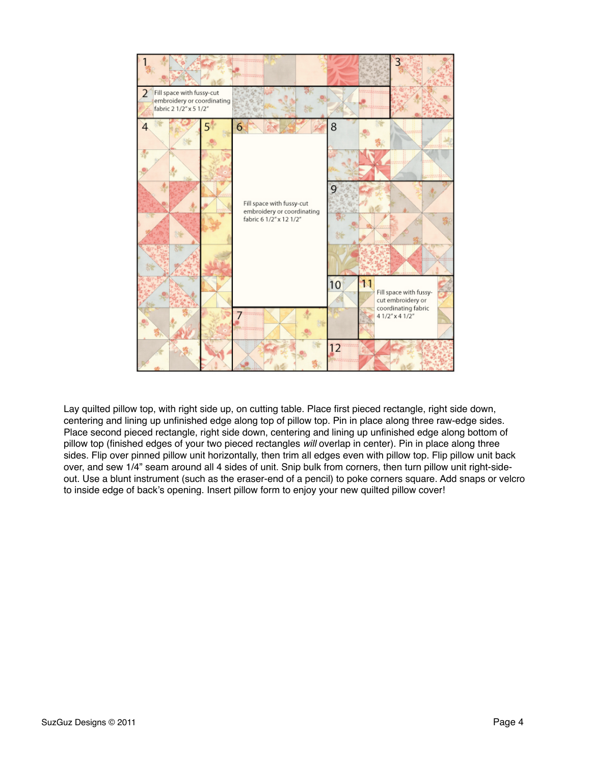1

2 Fill space with fussy-cut embroidery or coordinating fabric 2 1/2" x 5 1/2"

3

4

5

6

Fill space with fussy-cut embroidery or coordinating fabric 6 1/2" x 12 1/2"

7

8

9

10

11 Fill space with fussy-cut embroidery or coordinating fabric 4 1/2" x 4 1/2"

12

Lay quilted pillow top, with right side up, on cutting table. Place first pieced rectangle, right side down, centering and lining up unfinished edge along top of pillow top. Pin in place along three raw-edge sides. Place second pieced rectangle, right side down, centering and lining up unfinished edge along bottom of pillow top (finished edges of your two pieced rectangles *will* overlap in center). Pin in place along three sides. Flip over pinned pillow unit horizontally, then trim all edges even with pillow top. Flip pillow unit back over, and sew 1/4" seam around all 4 sides of unit. Snip bulk from corners, then turn pillow unit right-side-out. Use a blunt instrument (such as the eraser-end of a pencil) to poke corners square. Add snaps or velcro to inside edge of back's opening. Insert pillow form to enjoy your new quilted pillow cover!

SuzGuz Designs © 2011